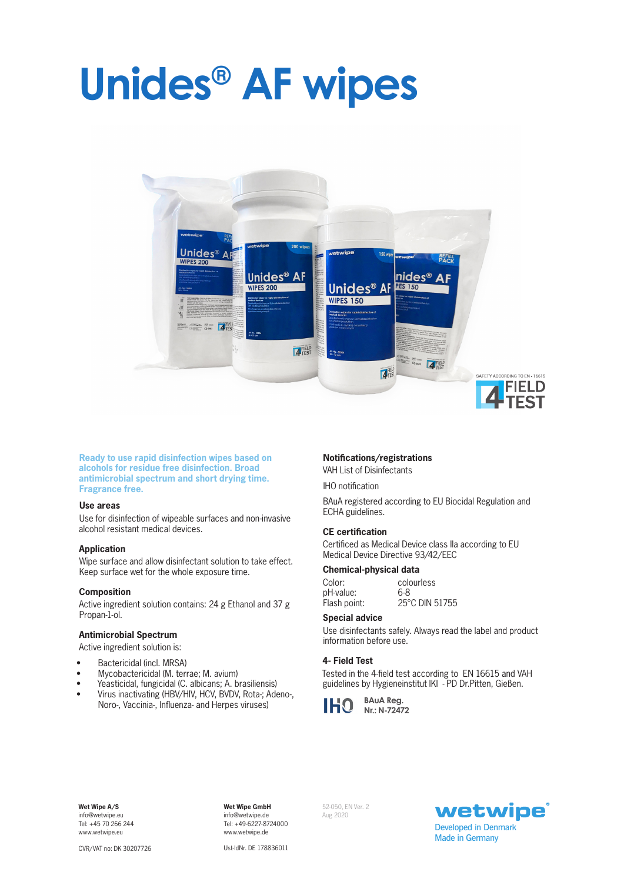# Unides® AF wipes

SAFETY ACCORDING TO EN - 16615

4 FIELD TEST

**Ready to use rapid disinfection wipes based on alcohols for residue free disinfection. Broad antimicrobial spectrum and short drying time. Fragrance free.**

### Use areas

Use for disinfection of wipeable surfaces and non-invasive alcohol resistant medical devices.

### Application

Wipe surface and allow disinfectant solution to take effect. Keep surface wet for the whole exposure time.

### Composition

Active ingredient solution contains: 24 g Ethanol and 37 g Propan-1-ol.

### Antimicrobial Spectrum

Active ingredient solution is:

- Bactericidal (incl. MRSA)
- Mycobactericidal (M. terrae; M. avium)
- Yeasticidal, fungicidal (C. albicans; A. brasiliensis)
- Virus inactivating (HBV/HIV, HCV, BVDV, Rota-; Adeno-, Noro-, Vaccinia-, Influenza- and Herpes viruses)

### Notifications/registrations

VAH List of Disinfectants

IHO notification

BAuA registered according to EU Biocidal Regulation and ECHA guidelines.

### CE certification

Certificed as Medical Device class IIa according to EU Medical Device Directive 93/42/EEC

### Chemical-physical data

| | |
|---|---|
| Color: | colourless |
| pH-value: | 6-8 |
| Flash point: | 25°C DIN 51755 |

### Special advice

Use disinfectants safely. Always read the label and product information before use.

### 4- Field Test

Tested in the 4-field test according to EN 16615 and VAH guidelines by Hygieneinstitut IKI - PD Dr.Pitten, Gießen.

IHO **BAuA Reg. Nr.: N-72472**

**Wet Wipe A/S**
info@wetwipe.eu
Tel: +45 70 266 244
www.wetwipe.eu

CVR/VAT no: DK 30207726

**Wet Wipe GmbH**
info@wetwipe.de
Tel: +49-6227-8724000
www.wetwipe.de

Ust-IdNr. DE 178836011

52-050, EN Ver. 2
Aug 2020

wetwipe®
Developed in Denmark
Made in Germany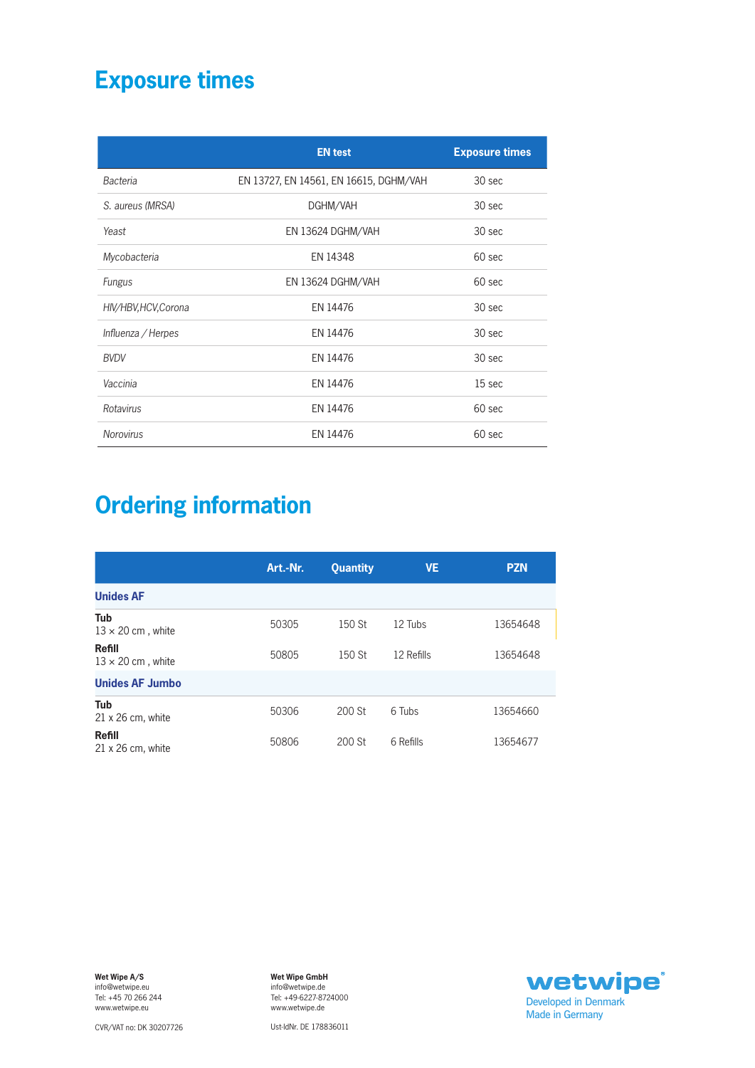# Exposure times

| | EN test | Exposure times |
|---|---|---|
| *Bacteria* | EN 13727, EN 14561, EN 16615, DGHM/VAH | 30 sec |
| *S. aureus (MRSA)* | DGHM/VAH | 30 sec |
| *Yeast* | EN 13624 DGHM/VAH | 30 sec |
| *Mycobacteria* | EN 14348 | 60 sec |
| *Fungus* | EN 13624 DGHM/VAH | 60 sec |
| *HIV/HBV,HCV,Corona* | EN 14476 | 30 sec |
| *Influenza / Herpes* | EN 14476 | 30 sec |
| *BVDV* | EN 14476 | 30 sec |
| *Vaccinia* | EN 14476 | 15 sec |
| *Rotavirus* | EN 14476 | 60 sec |
| *Norovirus* | EN 14476 | 60 sec |

# Ordering information

| | Art.-Nr. | Quantity | VE | PZN |
|---|---|---|---|---|
| **Unides AF** | | | | |
| **Tub** 13 × 20 cm , white | 50305 | 150 St | 12 Tubs | 13654648 |
| **Refill** 13 × 20 cm , white | 50805 | 150 St | 12 Refills | 13654648 |
| **Unides AF Jumbo** | | | | |
| **Tub** 21 x 26 cm, white | 50306 | 200 St | 6 Tubs | 13654660 |
| **Refill** 21 x 26 cm, white | 50806 | 200 St | 6 Refills | 13654677 |

**Wet Wipe A/S**
info@wetwipe.eu
Tel: +45 70 266 244
www.wetwipe.eu

CVR/VAT no: DK 30207726

**Wet Wipe GmbH**
info@wetwipe.de
Tel: +49-6227-8724000
www.wetwipe.de

Ust-IdNr. DE 178836011

wetwipe®
Developed in Denmark
Made in Germany